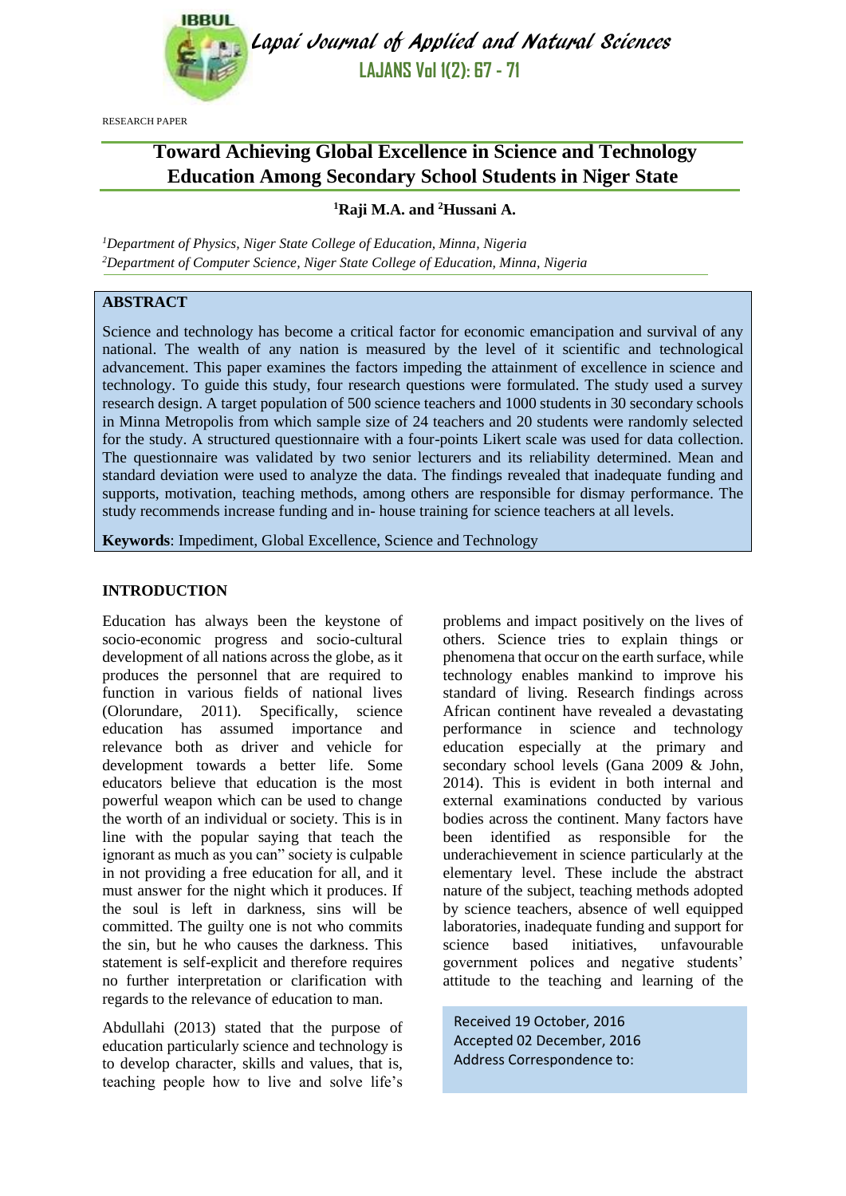RESEARCH PAPER

# Toward Achieving Global Excellence in Science and Technology Education Among Secondary School Students in Niger State

**[1]Raji M.A. and [2]Hussani A.**

*[1]Department of Physics, Niger State College of Education, Minna, Nigeria*
*[2]Department of Computer Science, Niger State College of Education, Minna, Nigeria*

## ABSTRACT

Science and technology has become a critical factor for economic emancipation and survival of any national. The wealth of any nation is measured by the level of it scientific and technological advancement. This paper examines the factors impeding the attainment of excellence in science and technology. To guide this study, four research questions were formulated. The study used a survey research design. A target population of 500 science teachers and 1000 students in 30 secondary schools in Minna Metropolis from which sample size of 24 teachers and 20 students were randomly selected for the study. A structured questionnaire with a four-points Likert scale was used for data collection. The questionnaire was validated by two senior lecturers and its reliability determined. Mean and standard deviation were used to analyze the data. The findings revealed that inadequate funding and supports, motivation, teaching methods, among others are responsible for dismay performance. The study recommends increase funding and in- house training for science teachers at all levels.

**Keywords**: Impediment, Global Excellence, Science and Technology

## INTRODUCTION

Education has always been the keystone of socio-economic progress and socio-cultural development of all nations across the globe, as it produces the personnel that are required to function in various fields of national lives (Olorundare, 2011). Specifically, science education has assumed importance and relevance both as driver and vehicle for development towards a better life. Some educators believe that education is the most powerful weapon which can be used to change the worth of an individual or society. This is in line with the popular saying that teach the ignorant as much as you can" society is culpable in not providing a free education for all, and it must answer for the night which it produces. If the soul is left in darkness, sins will be committed. The guilty one is not who commits the sin, but he who causes the darkness. This statement is self-explicit and therefore requires no further interpretation or clarification with regards to the relevance of education to man.

Abdullahi (2013) stated that the purpose of education particularly science and technology is to develop character, skills and values, that is, teaching people how to live and solve life's problems and impact positively on the lives of others. Science tries to explain things or phenomena that occur on the earth surface, while technology enables mankind to improve his standard of living. Research findings across African continent have revealed a devastating performance in science and technology education especially at the primary and secondary school levels (Gana 2009 & John, 2014). This is evident in both internal and external examinations conducted by various bodies across the continent. Many factors have been identified as responsible for the underachievement in science particularly at the elementary level. These include the abstract nature of the subject, teaching methods adopted by science teachers, absence of well equipped laboratories, inadequate funding and support for science based initiatives, unfavourable government polices and negative students' attitude to the teaching and learning of the

Received 19 October, 2016
Accepted 02 December, 2016
Address Correspondence to: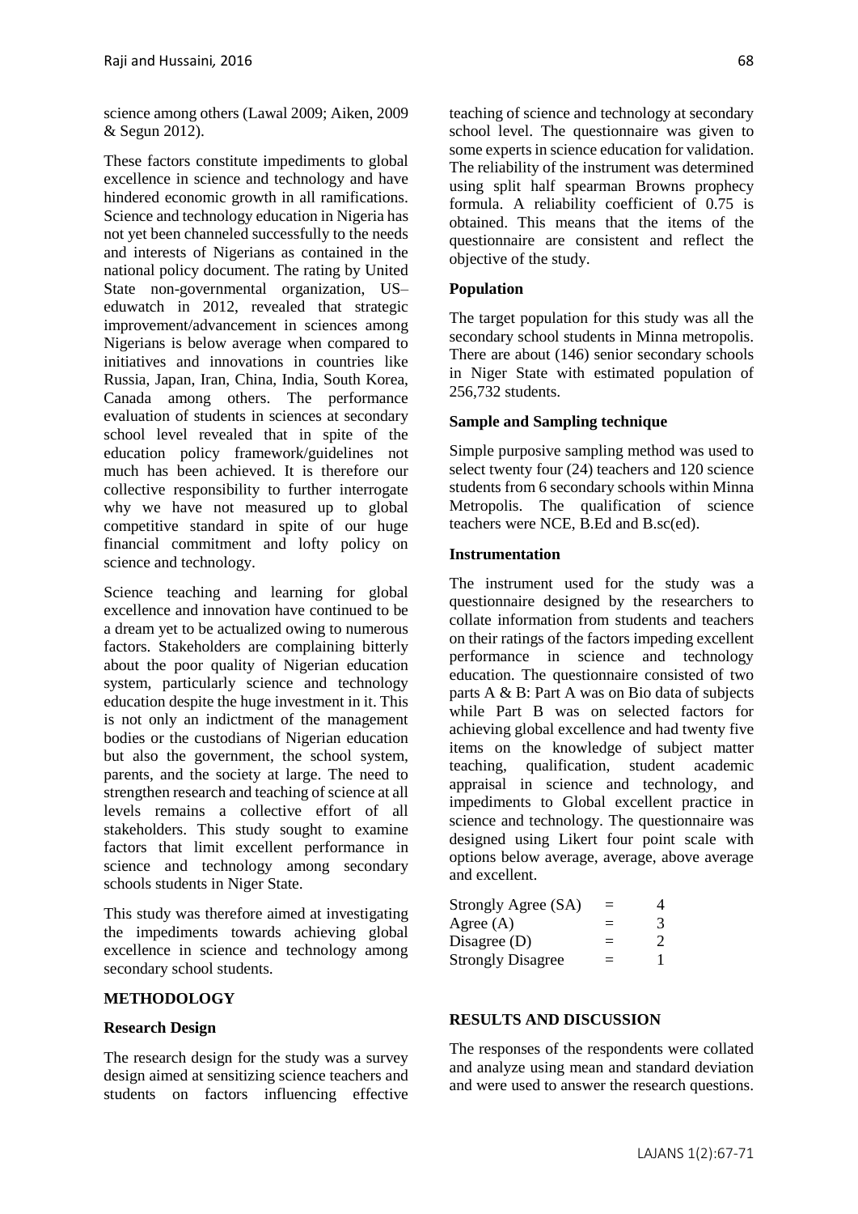science among others (Lawal 2009; Aiken, 2009 & Segun 2012).

These factors constitute impediments to global excellence in science and technology and have hindered economic growth in all ramifications. Science and technology education in Nigeria has not yet been channeled successfully to the needs and interests of Nigerians as contained in the national policy document. The rating by United State non-governmental organization, US–eduwatch in 2012, revealed that strategic improvement/advancement in sciences among Nigerians is below average when compared to initiatives and innovations in countries like Russia, Japan, Iran, China, India, South Korea, Canada among others. The performance evaluation of students in sciences at secondary school level revealed that in spite of the education policy framework/guidelines not much has been achieved. It is therefore our collective responsibility to further interrogate why we have not measured up to global competitive standard in spite of our huge financial commitment and lofty policy on science and technology.

Science teaching and learning for global excellence and innovation have continued to be a dream yet to be actualized owing to numerous factors. Stakeholders are complaining bitterly about the poor quality of Nigerian education system, particularly science and technology education despite the huge investment in it. This is not only an indictment of the management bodies or the custodians of Nigerian education but also the government, the school system, parents, and the society at large. The need to strengthen research and teaching of science at all levels remains a collective effort of all stakeholders. This study sought to examine factors that limit excellent performance in science and technology among secondary schools students in Niger State.

This study was therefore aimed at investigating the impediments towards achieving global excellence in science and technology among secondary school students.

## METHODOLOGY

### Research Design

The research design for the study was a survey design aimed at sensitizing science teachers and students on factors influencing effective teaching of science and technology at secondary school level. The questionnaire was given to some experts in science education for validation. The reliability of the instrument was determined using split half spearman Browns prophecy formula. A reliability coefficient of 0.75 is obtained. This means that the items of the questionnaire are consistent and reflect the objective of the study.

### Population

The target population for this study was all the secondary school students in Minna metropolis. There are about (146) senior secondary schools in Niger State with estimated population of 256,732 students.

### Sample and Sampling technique

Simple purposive sampling method was used to select twenty four (24) teachers and 120 science students from 6 secondary schools within Minna Metropolis. The qualification of science teachers were NCE, B.Ed and B.sc(ed).

### Instrumentation

The instrument used for the study was a questionnaire designed by the researchers to collate information from students and teachers on their ratings of the factors impeding excellent performance in science and technology education. The questionnaire consisted of two parts A & B: Part A was on Bio data of subjects while Part B was on selected factors for achieving global excellence and had twenty five items on the knowledge of subject matter teaching, qualification, student academic appraisal in science and technology, and impediments to Global excellent practice in science and technology. The questionnaire was designed using Likert four point scale with options below average, average, above average and excellent.

| | | |
|---|---|---|
| Strongly Agree (SA) | = | 4 |
| Agree (A) | = | 3 |
| Disagree (D) | = | 2 |
| Strongly Disagree | = | 1 |

## RESULTS AND DISCUSSION

The responses of the respondents were collated and analyze using mean and standard deviation and were used to answer the research questions.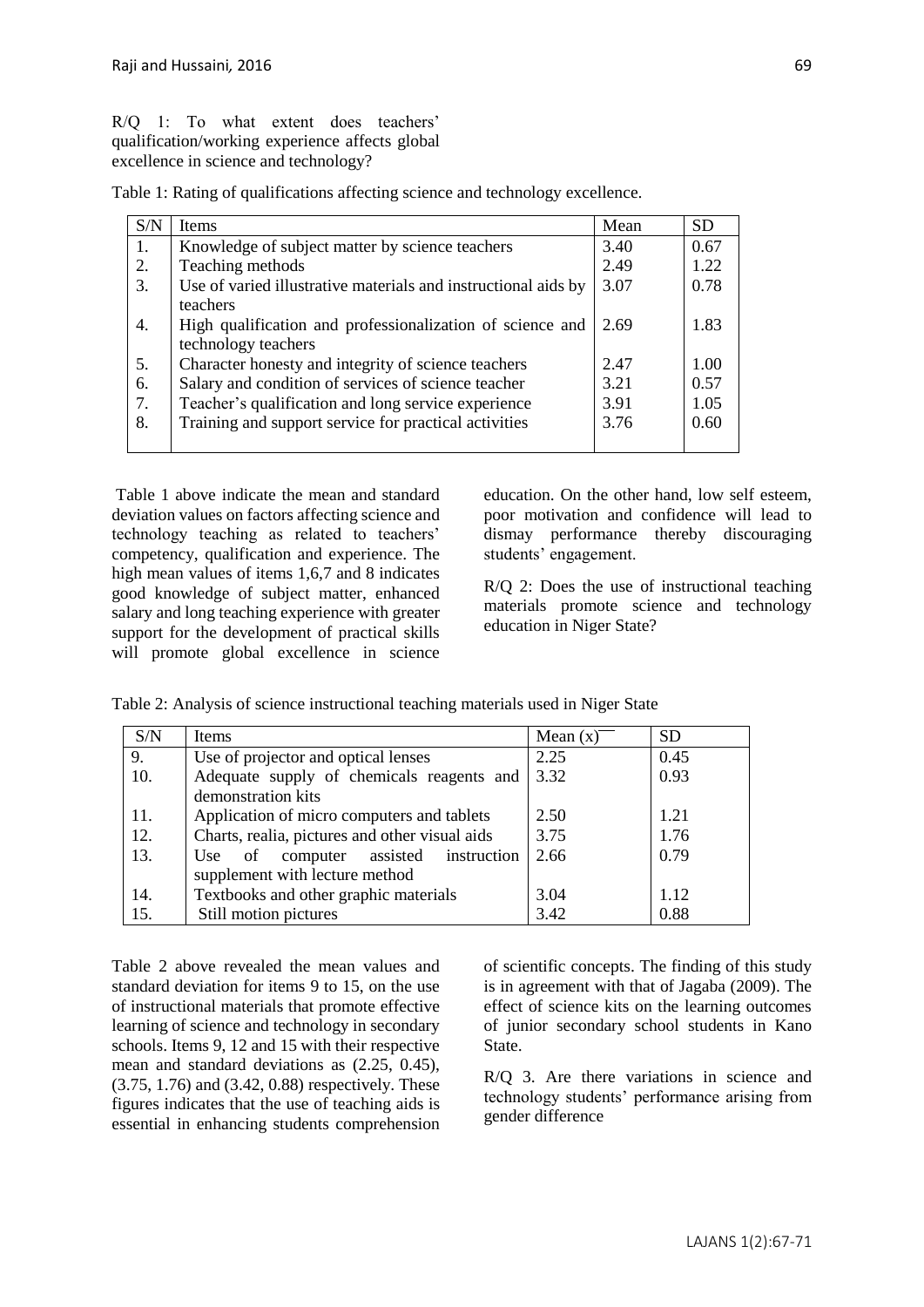R/Q 1: To what extent does teachers' qualification/working experience affects global excellence in science and technology?

Table 1: Rating of qualifications affecting science and technology excellence.

| S/N | Items | Mean | SD |
|---|---|---|---|
| 1. | Knowledge of subject matter by science teachers | 3.40 | 0.67 |
| 2. | Teaching methods | 2.49 | 1.22 |
| 3. | Use of varied illustrative materials and instructional aids by teachers | 3.07 | 0.78 |
| 4. | High qualification and professionalization of science and technology teachers | 2.69 | 1.83 |
| 5. | Character honesty and integrity of science teachers | 2.47 | 1.00 |
| 6. | Salary and condition of services of science teacher | 3.21 | 0.57 |
| 7. | Teacher's qualification and long service experience | 3.91 | 1.05 |
| 8. | Training and support service for practical activities | 3.76 | 0.60 |

Table 1 above indicate the mean and standard deviation values on factors affecting science and technology teaching as related to teachers' competency, qualification and experience. The high mean values of items 1,6,7 and 8 indicates good knowledge of subject matter, enhanced salary and long teaching experience with greater support for the development of practical skills will promote global excellence in science education. On the other hand, low self esteem, poor motivation and confidence will lead to dismay performance thereby discouraging students' engagement.

R/Q 2: Does the use of instructional teaching materials promote science and technology education in Niger State?

Table 2: Analysis of science instructional teaching materials used in Niger State

| S/N | Items | Mean $(\overline{x})$ | SD |
|---|---|---|---|
| 9. | Use of projector and optical lenses | 2.25 | 0.45 |
| 10. | Adequate supply of chemicals reagents and demonstration kits | 3.32 | 0.93 |
| 11. | Application of micro computers and tablets | 2.50 | 1.21 |
| 12. | Charts, realia, pictures and other visual aids | 3.75 | 1.76 |
| 13. | Use of computer assisted instruction supplement with lecture method | 2.66 | 0.79 |
| 14. | Textbooks and other graphic materials | 3.04 | 1.12 |
| 15. | Still motion pictures | 3.42 | 0.88 |

Table 2 above revealed the mean values and standard deviation for items 9 to 15, on the use of instructional materials that promote effective learning of science and technology in secondary schools. Items 9, 12 and 15 with their respective mean and standard deviations as (2.25, 0.45), (3.75, 1.76) and (3.42, 0.88) respectively. These figures indicates that the use of teaching aids is essential in enhancing students comprehension of scientific concepts. The finding of this study is in agreement with that of Jagaba (2009). The effect of science kits on the learning outcomes of junior secondary school students in Kano State.

R/Q 3. Are there variations in science and technology students' performance arising from gender difference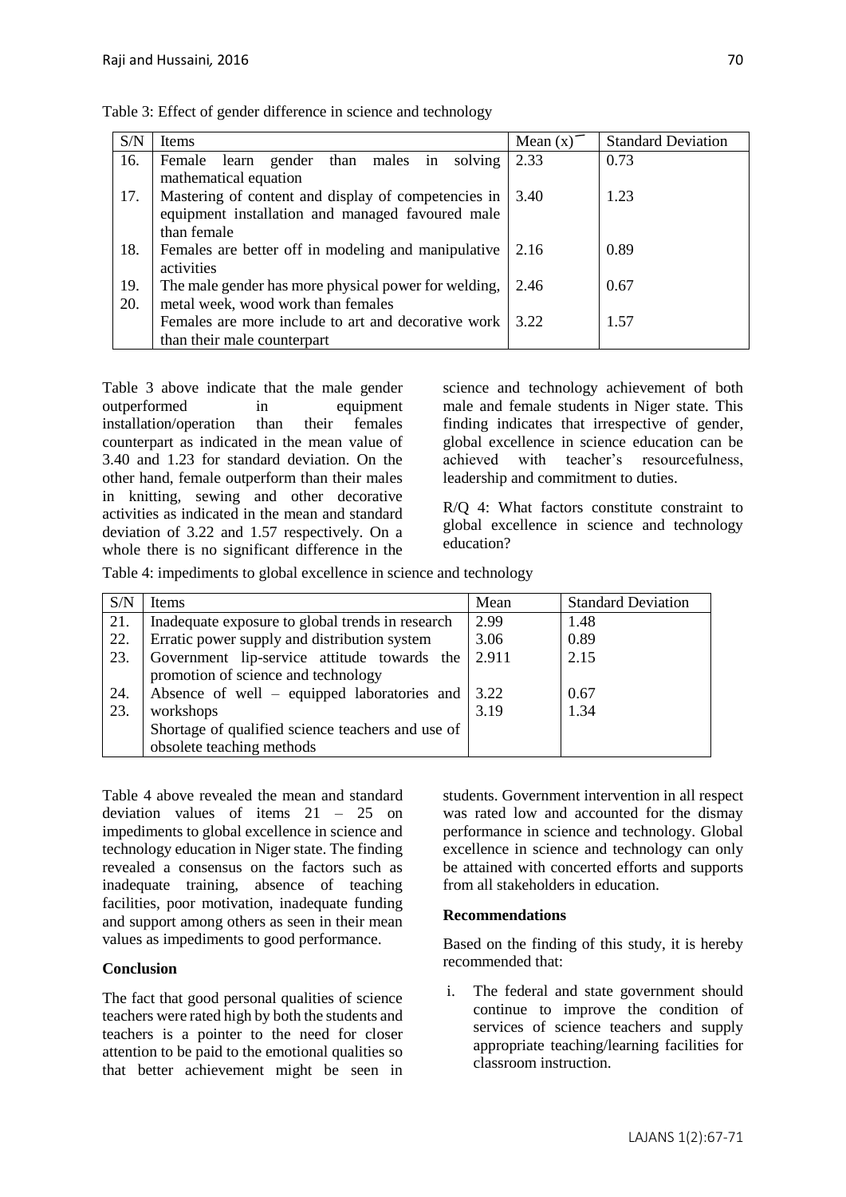Table 3: Effect of gender difference in science and technology

| S/N | Items | Mean (x)¯ | Standard Deviation |
|---|---|---|---|
| 16. | Female learn gender than males in solving mathematical equation | 2.33 | 0.73 |
| 17. | Mastering of content and display of competencies in equipment installation and managed favoured male than female | 3.40 | 1.23 |
| 18. | Females are better off in modeling and manipulative activities | 2.16 | 0.89 |
| 19. | The male gender has more physical power for welding, metal week, wood work than females | 2.46 | 0.67 |
| 20. | Females are more include to art and decorative work than their male counterpart | 3.22 | 1.57 |

Table 3 above indicate that the male gender outperformed in equipment installation/operation than their females counterpart as indicated in the mean value of 3.40 and 1.23 for standard deviation. On the other hand, female outperform than their males in knitting, sewing and other decorative activities as indicated in the mean and standard deviation of 3.22 and 1.57 respectively. On a whole there is no significant difference in the science and technology achievement of both male and female students in Niger state. This finding indicates that irrespective of gender, global excellence in science education can be achieved with teacher's resourcefulness, leadership and commitment to duties.

R/Q 4: What factors constitute constraint to global excellence in science and technology education?

Table 4: impediments to global excellence in science and technology

| S/N | Items | Mean | Standard Deviation |
|---|---|---|---|
| 21. | Inadequate exposure to global trends in research | 2.99 | 1.48 |
| 22. | Erratic power supply and distribution system | 3.06 | 0.89 |
| 23. | Government lip-service attitude towards the promotion of science and technology | 2.911 | 2.15 |
| 24. | Absence of well – equipped laboratories and workshops | 3.22 | 0.67 |
| 23. | Shortage of qualified science teachers and use of obsolete teaching methods | 3.19 | 1.34 |

Table 4 above revealed the mean and standard deviation values of items 21 – 25 on impediments to global excellence in science and technology education in Niger state. The finding revealed a consensus on the factors such as inadequate training, absence of teaching facilities, poor motivation, inadequate funding and support among others as seen in their mean values as impediments to good performance.

**Conclusion**

The fact that good personal qualities of science teachers were rated high by both the students and teachers is a pointer to the need for closer attention to be paid to the emotional qualities so that better achievement might be seen in students. Government intervention in all respect was rated low and accounted for the dismay performance in science and technology. Global excellence in science and technology can only be attained with concerted efforts and supports from all stakeholders in education.

**Recommendations**

Based on the finding of this study, it is hereby recommended that:

i. The federal and state government should continue to improve the condition of services of science teachers and supply appropriate teaching/learning facilities for classroom instruction.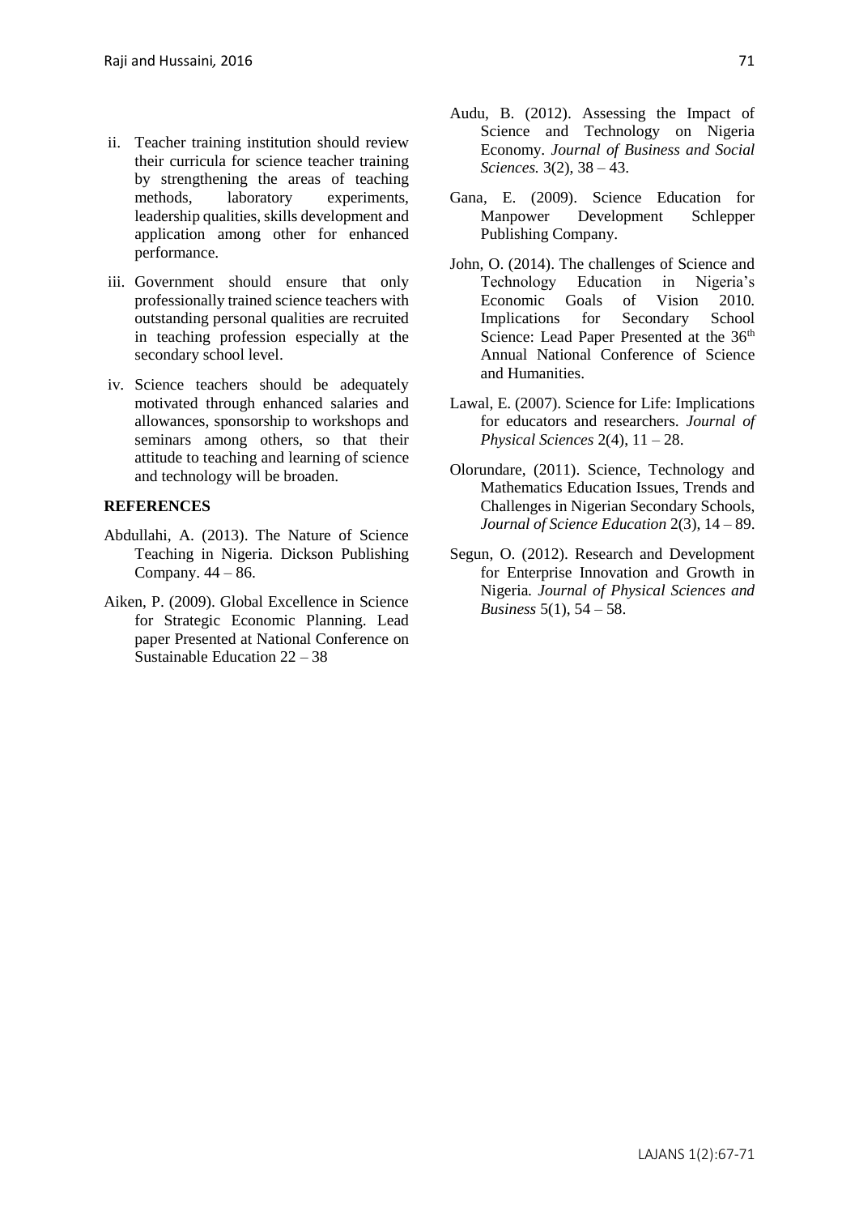ii. Teacher training institution should review their curricula for science teacher training by strengthening the areas of teaching methods, laboratory experiments, leadership qualities, skills development and application among other for enhanced performance.

iii. Government should ensure that only professionally trained science teachers with outstanding personal qualities are recruited in teaching profession especially at the secondary school level.

iv. Science teachers should be adequately motivated through enhanced salaries and allowances, sponsorship to workshops and seminars among others, so that their attitude to teaching and learning of science and technology will be broaden.

## REFERENCES

Abdullahi, A. (2013). The Nature of Science Teaching in Nigeria. Dickson Publishing Company. 44 – 86.

Aiken, P. (2009). Global Excellence in Science for Strategic Economic Planning. Lead paper Presented at National Conference on Sustainable Education 22 – 38

Audu, B. (2012). Assessing the Impact of Science and Technology on Nigeria Economy. *Journal of Business and Social Sciences.* 3(2), 38 – 43.

Gana, E. (2009). Science Education for Manpower Development Schlepper Publishing Company.

John, O. (2014). The challenges of Science and Technology Education in Nigeria's Economic Goals of Vision 2010. Implications for Secondary School Science: Lead Paper Presented at the 36th Annual National Conference of Science and Humanities.

Lawal, E. (2007). Science for Life: Implications for educators and researchers. *Journal of Physical Sciences* 2(4), 11 – 28.

Olorundare, (2011). Science, Technology and Mathematics Education Issues, Trends and Challenges in Nigerian Secondary Schools, *Journal of Science Education* 2(3), 14 – 89.

Segun, O. (2012). Research and Development for Enterprise Innovation and Growth in Nigeria. *Journal of Physical Sciences and Business* 5(1), 54 – 58.